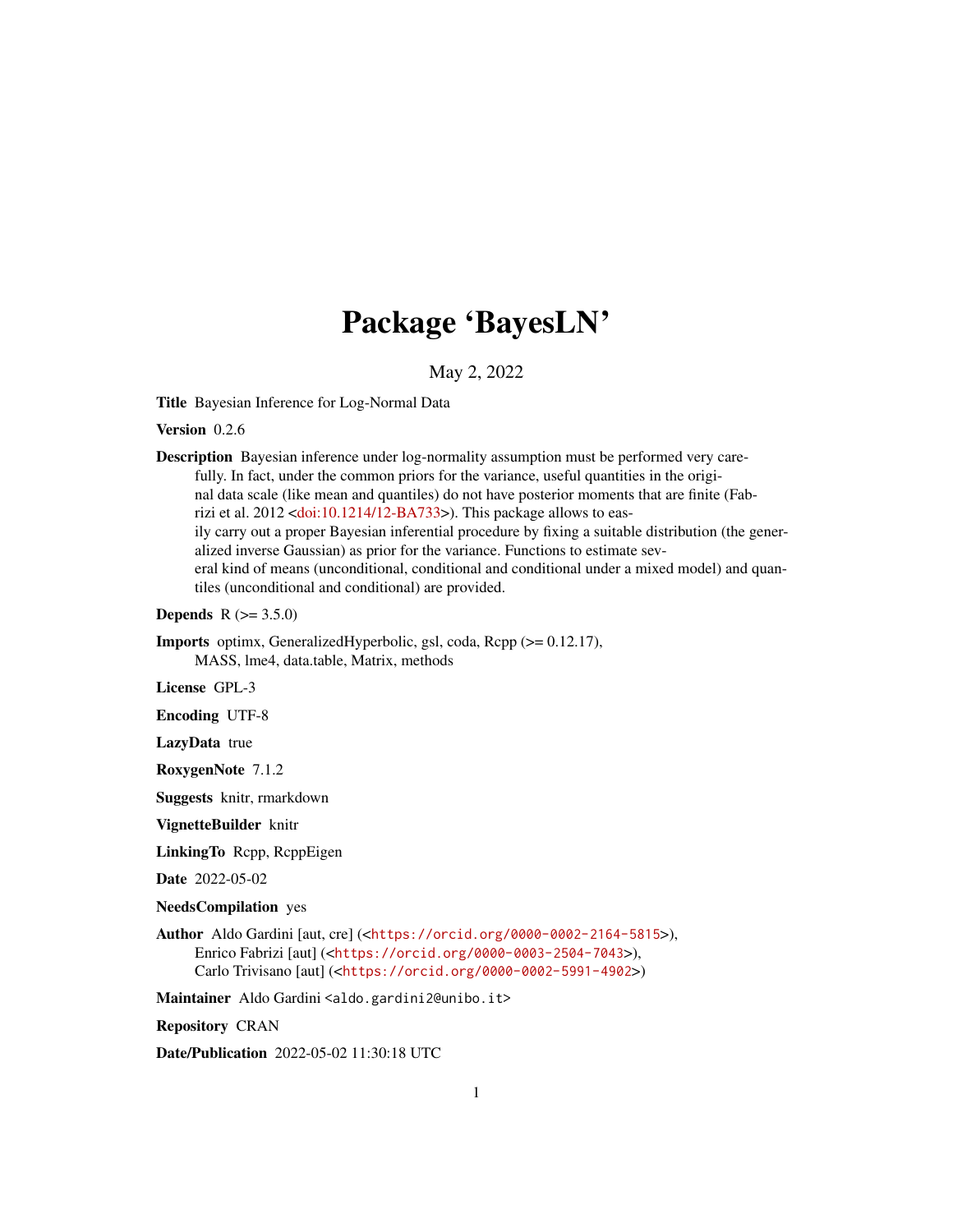# Package 'BayesLN'

May 2, 2022

**Title** Bayesian Inference for Log-Normal Data

**Version** 0.2.6

**Description** Bayesian inference under log-normality assumption must be performed very carefully. In fact, under the common priors for the variance, useful quantities in the original data scale (like mean and quantiles) do not have posterior moments that are finite (Fabrizi et al. 2012 <doi:10.1214/12-BA733>). This package allows to easily carry out a proper Bayesian inferential procedure by fixing a suitable distribution (the generalized inverse Gaussian) as prior for the variance. Functions to estimate several kind of means (unconditional, conditional and conditional under a mixed model) and quantiles (unconditional and conditional) are provided.

**Depends** R (>= 3.5.0)

**Imports** optimx, GeneralizedHyperbolic, gsl, coda, Rcpp (>= 0.12.17), MASS, lme4, data.table, Matrix, methods

**License** GPL-3

**Encoding** UTF-8

**LazyData** true

**RoxygenNote** 7.1.2

**Suggests** knitr, rmarkdown

**VignetteBuilder** knitr

**LinkingTo** Rcpp, RcppEigen

**Date** 2022-05-02

**NeedsCompilation** yes

**Author** Aldo Gardini [aut, cre] (<https://orcid.org/0000-0002-2164-5815>), Enrico Fabrizi [aut] (<https://orcid.org/0000-0003-2504-7043>), Carlo Trivisano [aut] (<https://orcid.org/0000-0002-5991-4902>)

**Maintainer** Aldo Gardini <aldo.gardini2@unibo.it>

**Repository** CRAN

**Date/Publication** 2022-05-02 11:30:18 UTC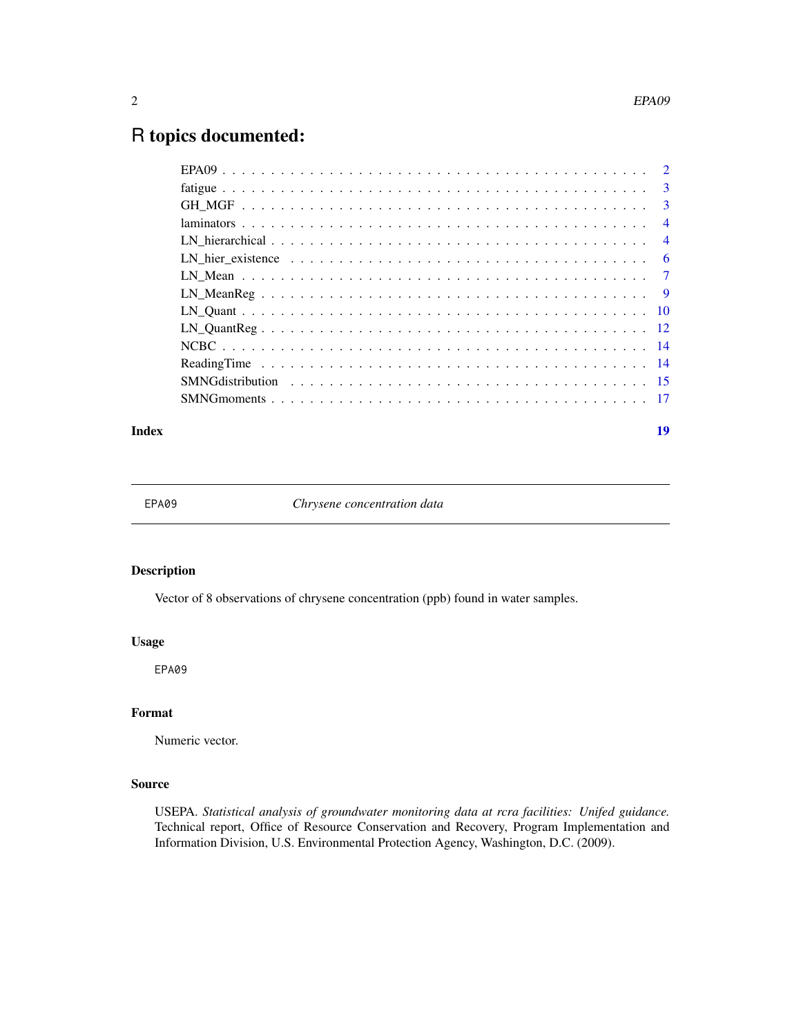# R topics documented:

| | |
|---|---|
| EPA09 | 2 |
| fatigue | 3 |
| GH_MGF | 3 |
| laminators | 4 |
| LN_hierarchical | 4 |
| LN_hier_existence | 6 |
| LN_Mean | 7 |
| LN_MeanReg | 9 |
| LN_Quant | 10 |
| LN_QuantReg | 12 |
| NCBC | 14 |
| ReadingTime | 14 |
| SMNGdistribution | 15 |
| SMNGmoments | 17 |

**Index** **19**

---

EPA09 *Chrysene concentration data*

---

### Description

Vector of 8 observations of chrysene concentration (ppb) found in water samples.

### Usage

```
EPA09
```

### Format

Numeric vector.

### Source

USEPA. *Statistical analysis of groundwater monitoring data at rcra facilities: Unifed guidance.* Technical report, Office of Resource Conservation and Recovery, Program Implementation and Information Division, U.S. Environmental Protection Agency, Washington, D.C. (2009).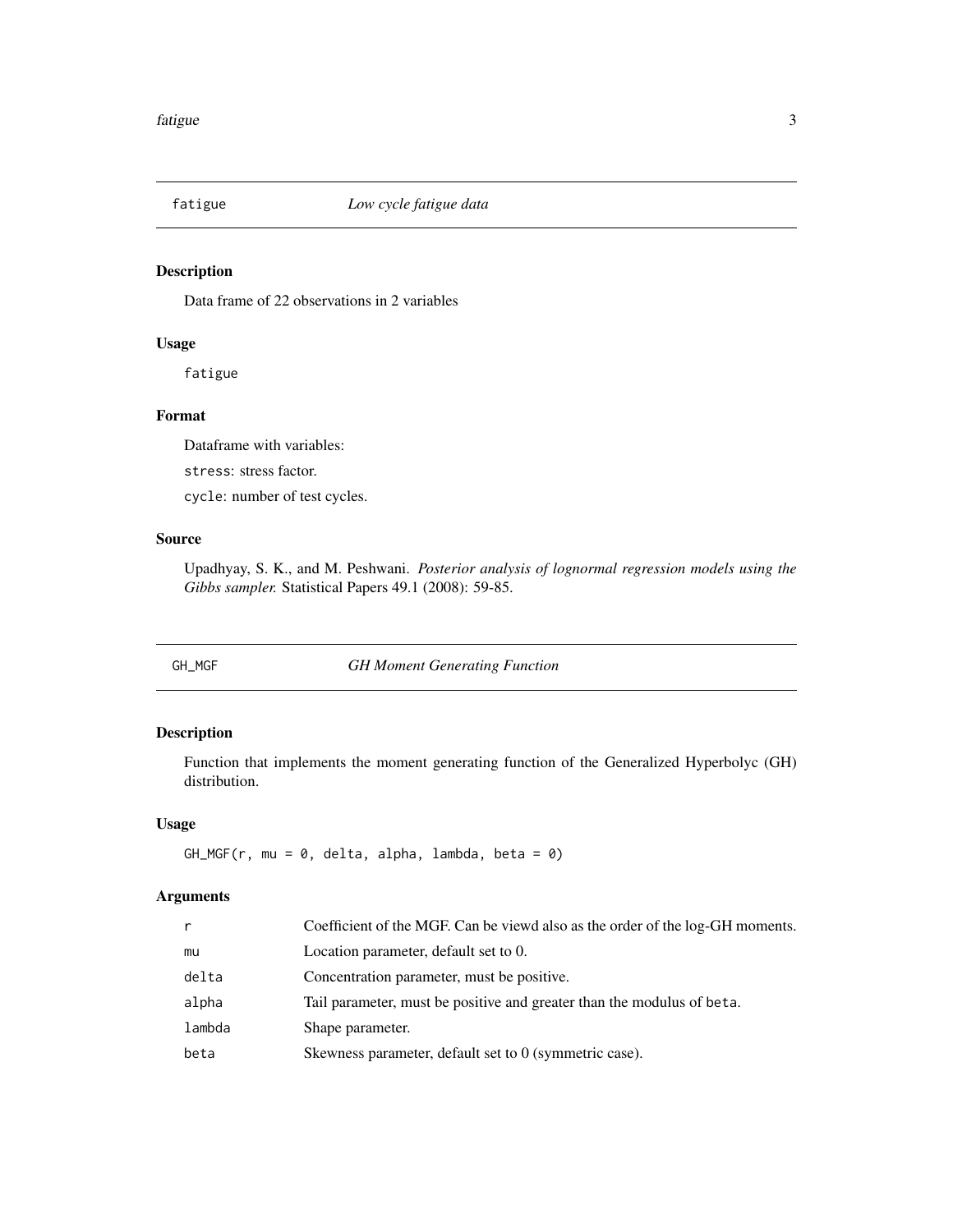## fatigue — *Low cycle fatigue data*

### Description

Data frame of 22 observations in 2 variables

### Usage

```
fatigue
```

### Format

Dataframe with variables:

`stress`: stress factor.

`cycle`: number of test cycles.

### Source

Upadhyay, S. K., and M. Peshwani. *Posterior analysis of lognormal regression models using the Gibbs sampler.* Statistical Papers 49.1 (2008): 59-85.

## GH_MGF — *GH Moment Generating Function*

### Description

Function that implements the moment generating function of the Generalized Hyperbolyc (GH) distribution.

### Usage

```
GH_MGF(r, mu = 0, delta, alpha, lambda, beta = 0)
```

### Arguments

| | |
|---|---|
| `r` | Coefficient of the MGF. Can be viewd also as the order of the log-GH moments. |
| `mu` | Location parameter, default set to 0. |
| `delta` | Concentration parameter, must be positive. |
| `alpha` | Tail parameter, must be positive and greater than the modulus of `beta`. |
| `lambda` | Shape parameter. |
| `beta` | Skewness parameter, default set to 0 (symmetric case). |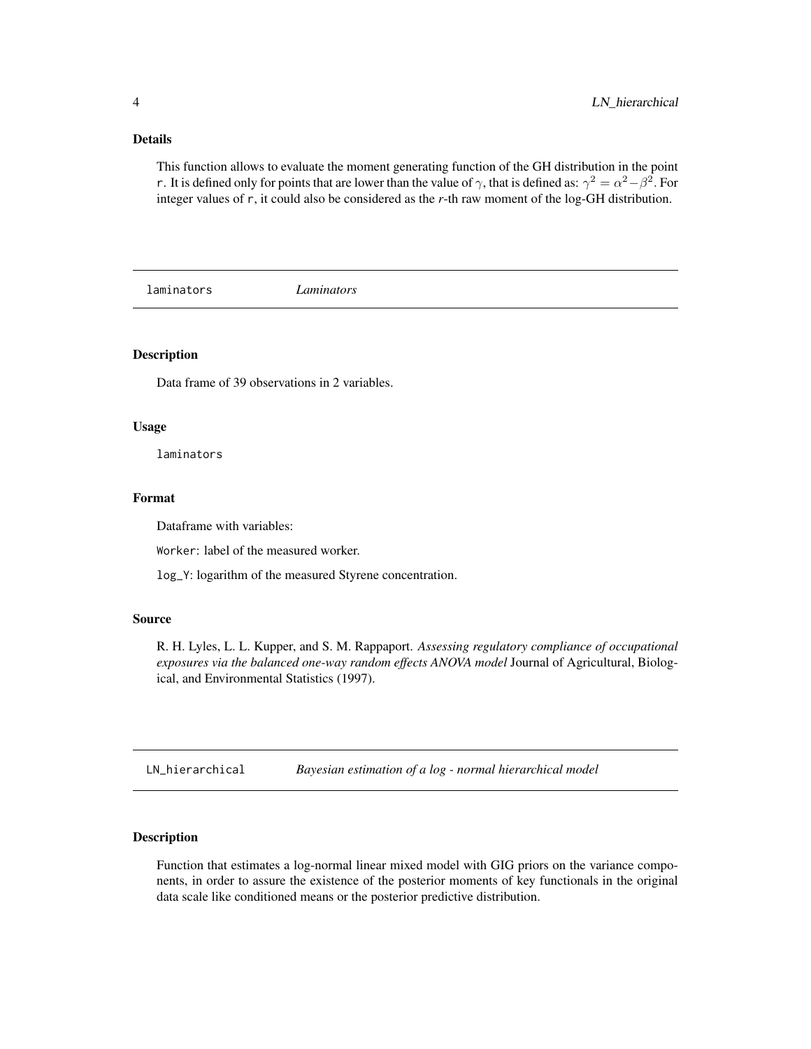### Details

This function allows to evaluate the moment generating function of the GH distribution in the point r. It is defined only for points that are lower than the value of $\gamma$, that is defined as: $\gamma^2 = \alpha^2 - \beta^2$. For integer values of r, it could also be considered as the *r*-th raw moment of the log-GH distribution.

## laminators — *Laminators*

### Description

Data frame of 39 observations in 2 variables.

### Usage

```
laminators
```

### Format

Dataframe with variables:

Worker: label of the measured worker.

log_Y: logarithm of the measured Styrene concentration.

### Source

R. H. Lyles, L. L. Kupper, and S. M. Rappaport. *Assessing regulatory compliance of occupational exposures via the balanced one-way random effects ANOVA model* Journal of Agricultural, Biological, and Environmental Statistics (1997).

## LN_hierarchical — *Bayesian estimation of a log - normal hierarchical model*

### Description

Function that estimates a log-normal linear mixed model with GIG priors on the variance components, in order to assure the existence of the posterior moments of key functionals in the original data scale like conditioned means or the posterior predictive distribution.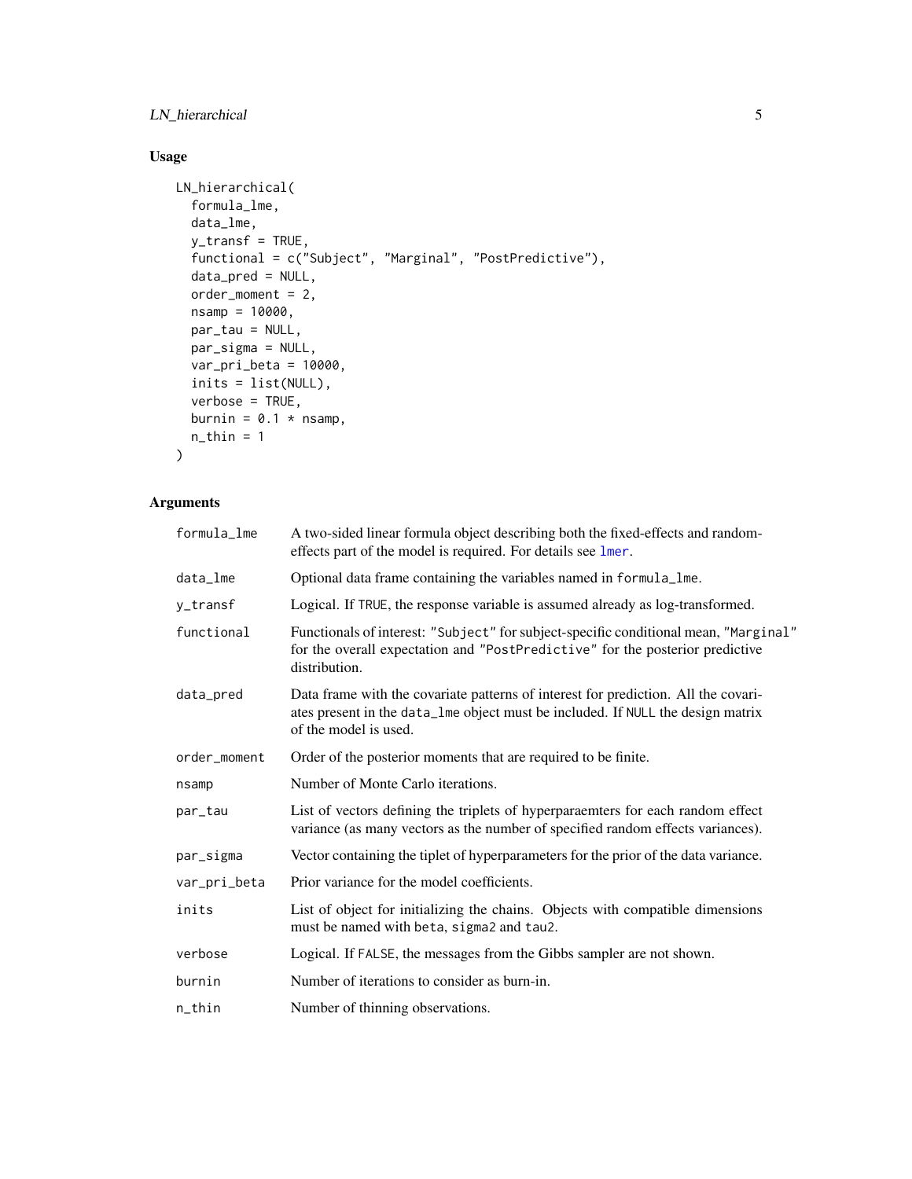## Usage

```
LN_hierarchical(
  formula_lme,
  data_lme,
  y_transf = TRUE,
  functional = c("Subject", "Marginal", "PostPredictive"),
  data_pred = NULL,
  order_moment = 2,
  nsamp = 10000,
  par_tau = NULL,
  par_sigma = NULL,
  var_pri_beta = 10000,
  inits = list(NULL),
  verbose = TRUE,
  burnin = 0.1 * nsamp,
  n_thin = 1
)
```

## Arguments

| | |
|---|---|
| formula_lme | A two-sided linear formula object describing both the fixed-effects and random-effects part of the model is required. For details see lmer. |
| data_lme | Optional data frame containing the variables named in formula_lme. |
| y_transf | Logical. If TRUE, the response variable is assumed already as log-transformed. |
| functional | Functionals of interest: "Subject" for subject-specific conditional mean, "Marginal" for the overall expectation and "PostPredictive" for the posterior predictive distribution. |
| data_pred | Data frame with the covariate patterns of interest for prediction. All the covariates present in the data_lme object must be included. If NULL the design matrix of the model is used. |
| order_moment | Order of the posterior moments that are required to be finite. |
| nsamp | Number of Monte Carlo iterations. |
| par_tau | List of vectors defining the triplets of hyperparaemters for each random effect variance (as many vectors as the number of specified random effects variances). |
| par_sigma | Vector containing the tiplet of hyperparameters for the prior of the data variance. |
| var_pri_beta | Prior variance for the model coefficients. |
| inits | List of object for initializing the chains. Objects with compatible dimensions must be named with beta, sigma2 and tau2. |
| verbose | Logical. If FALSE, the messages from the Gibbs sampler are not shown. |
| burnin | Number of iterations to consider as burn-in. |
| n_thin | Number of thinning observations. |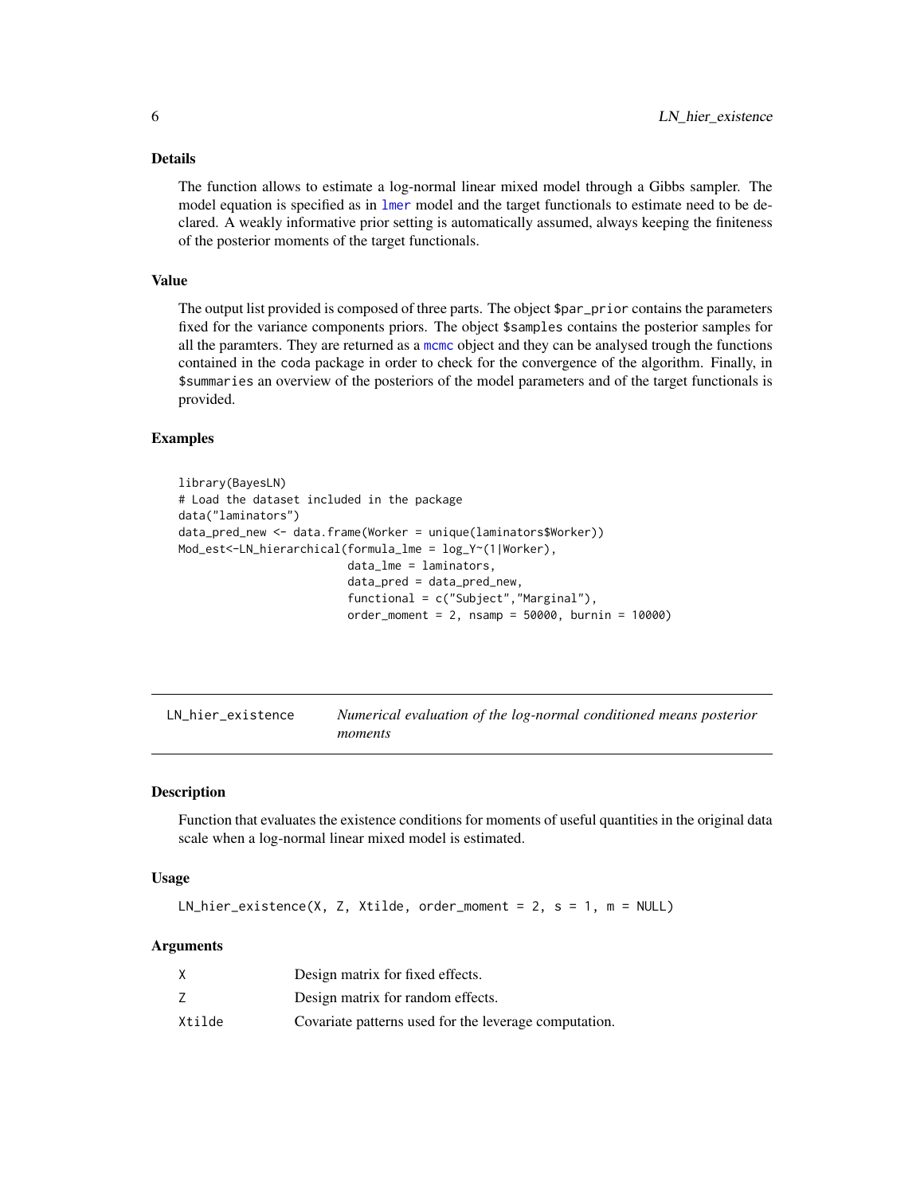### Details

The function allows to estimate a log-normal linear mixed model through a Gibbs sampler. The model equation is specified as in lmer model and the target functionals to estimate need to be declared. A weakly informative prior setting is automatically assumed, always keeping the finiteness of the posterior moments of the target functionals.

### Value

The output list provided is composed of three parts. The object `$par_prior` contains the parameters fixed for the variance components priors. The object `$samples` contains the posterior samples for all the paramters. They are returned as a mcmc object and they can be analysed trough the functions contained in the coda package in order to check for the convergence of the algorithm. Finally, in `$summaries` an overview of the posteriors of the model parameters and of the target functionals is provided.

### Examples

```
library(BayesLN)
# Load the dataset included in the package
data("laminators")
data_pred_new <- data.frame(Worker = unique(laminators$Worker))
Mod_est<-LN_hierarchical(formula_lme = log_Y~(1|Worker),
                         data_lme = laminators,
                         data_pred = data_pred_new,
                         functional = c("Subject","Marginal"),
                         order_moment = 2, nsamp = 50000, burnin = 10000)
```

---

## LN_hier_existence    *Numerical evaluation of the log-normal conditioned means posterior moments*

### Description

Function that evaluates the existence conditions for moments of useful quantities in the original data scale when a log-normal linear mixed model is estimated.

### Usage

```
LN_hier_existence(X, Z, Xtilde, order_moment = 2, s = 1, m = NULL)
```

### Arguments

| | |
|---|---|
| X | Design matrix for fixed effects. |
| Z | Design matrix for random effects. |
| Xtilde | Covariate patterns used for the leverage computation. |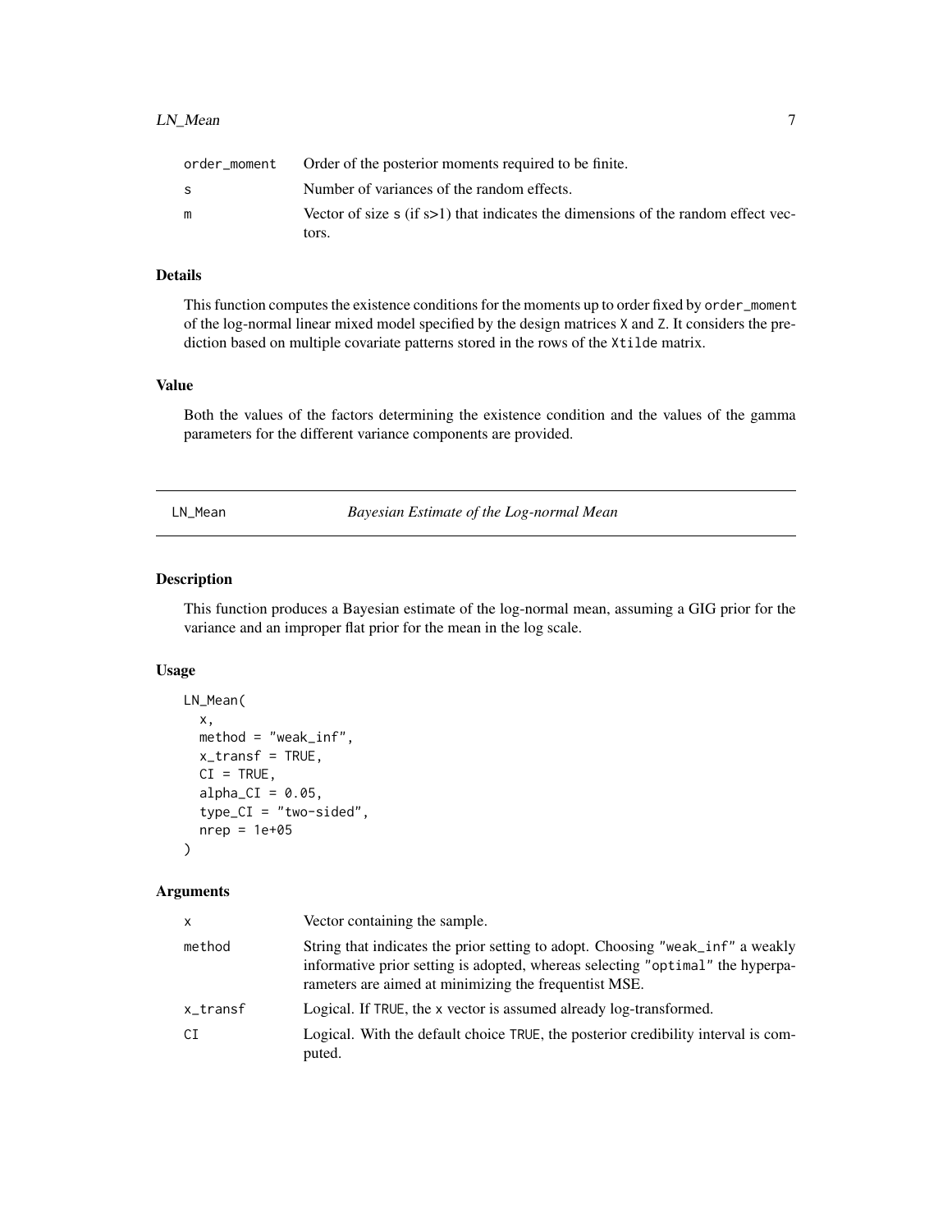| | |
|---|---|
| order_moment | Order of the posterior moments required to be finite. |
| s | Number of variances of the random effects. |
| m | Vector of size s (if s>1) that indicates the dimensions of the random effect vectors. |

### Details

This function computes the existence conditions for the moments up to order fixed by order_moment of the log-normal linear mixed model specified by the design matrices X and Z. It considers the prediction based on multiple covariate patterns stored in the rows of the Xtilde matrix.

### Value

Both the values of the factors determining the existence condition and the values of the gamma parameters for the different variance components are provided.

---

## LN_Mean — *Bayesian Estimate of the Log-normal Mean*

### Description

This function produces a Bayesian estimate of the log-normal mean, assuming a GIG prior for the variance and an improper flat prior for the mean in the log scale.

### Usage

```
LN_Mean(
  x,
  method = "weak_inf",
  x_transf = TRUE,
  CI = TRUE,
  alpha_CI = 0.05,
  type_CI = "two-sided",
  nrep = 1e+05
)
```

### Arguments

| | |
|---|---|
| x | Vector containing the sample. |
| method | String that indicates the prior setting to adopt. Choosing "weak_inf" a weakly informative prior setting is adopted, whereas selecting "optimal" the hyperparameters are aimed at minimizing the frequentist MSE. |
| x_transf | Logical. If TRUE, the x vector is assumed already log-transformed. |
| CI | Logical. With the default choice TRUE, the posterior credibility interval is computed. |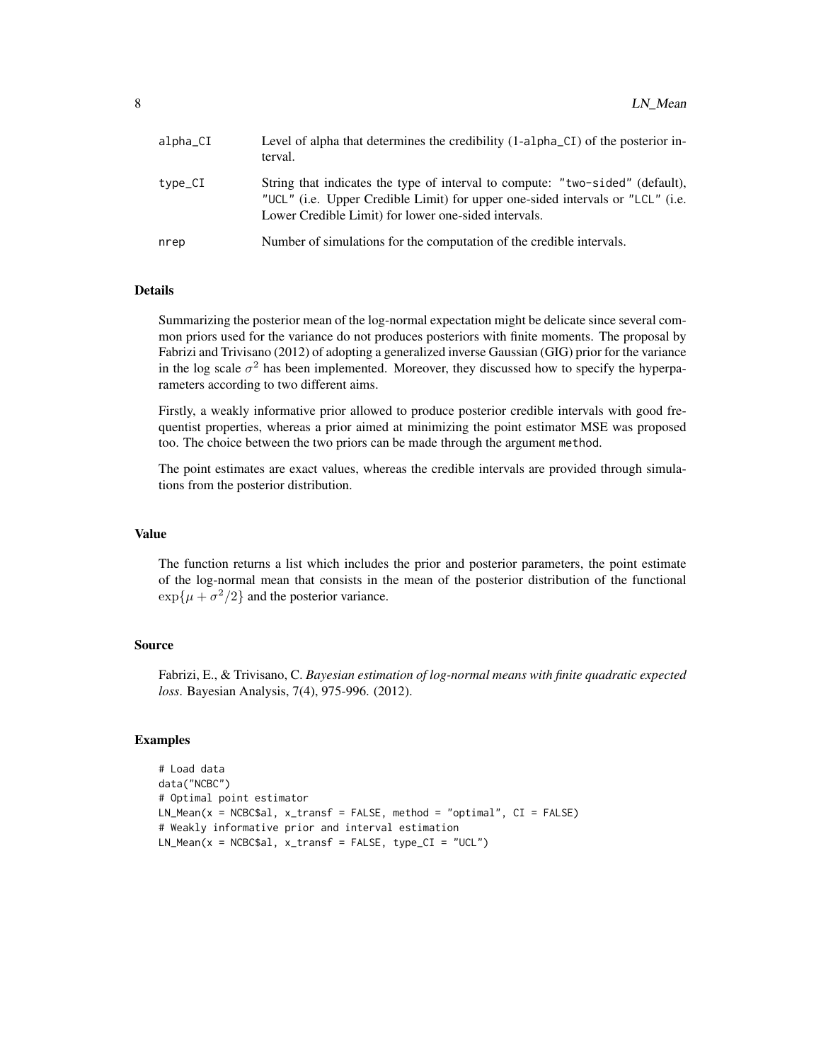| | |
|---|---|
| alpha_CI | Level of alpha that determines the credibility (1-alpha_CI) of the posterior interval. |
| type_CI | String that indicates the type of interval to compute: "two-sided" (default), "UCL" (i.e. Upper Credible Limit) for upper one-sided intervals or "LCL" (i.e. Lower Credible Limit) for lower one-sided intervals. |
| nrep | Number of simulations for the computation of the credible intervals. |

## Details

Summarizing the posterior mean of the log-normal expectation might be delicate since several common priors used for the variance do not produces posteriors with finite moments. The proposal by Fabrizi and Trivisano (2012) of adopting a generalized inverse Gaussian (GIG) prior for the variance in the log scale $\sigma^2$ has been implemented. Moreover, they discussed how to specify the hyperparameters according to two different aims.

Firstly, a weakly informative prior allowed to produce posterior credible intervals with good frequentist properties, whereas a prior aimed at minimizing the point estimator MSE was proposed too. The choice between the two priors can be made through the argument method.

The point estimates are exact values, whereas the credible intervals are provided through simulations from the posterior distribution.

## Value

The function returns a list which includes the prior and posterior parameters, the point estimate of the log-normal mean that consists in the mean of the posterior distribution of the functional $\exp\{\mu + \sigma^2/2\}$ and the posterior variance.

## Source

Fabrizi, E., & Trivisano, C. *Bayesian estimation of log-normal means with finite quadratic expected loss*. Bayesian Analysis, 7(4), 975-996. (2012).

## Examples

```
# Load data
data("NCBC")
# Optimal point estimator
LN_Mean(x = NCBC$al, x_transf = FALSE, method = "optimal", CI = FALSE)
# Weakly informative prior and interval estimation
LN_Mean(x = NCBC$al, x_transf = FALSE, type_CI = "UCL")
```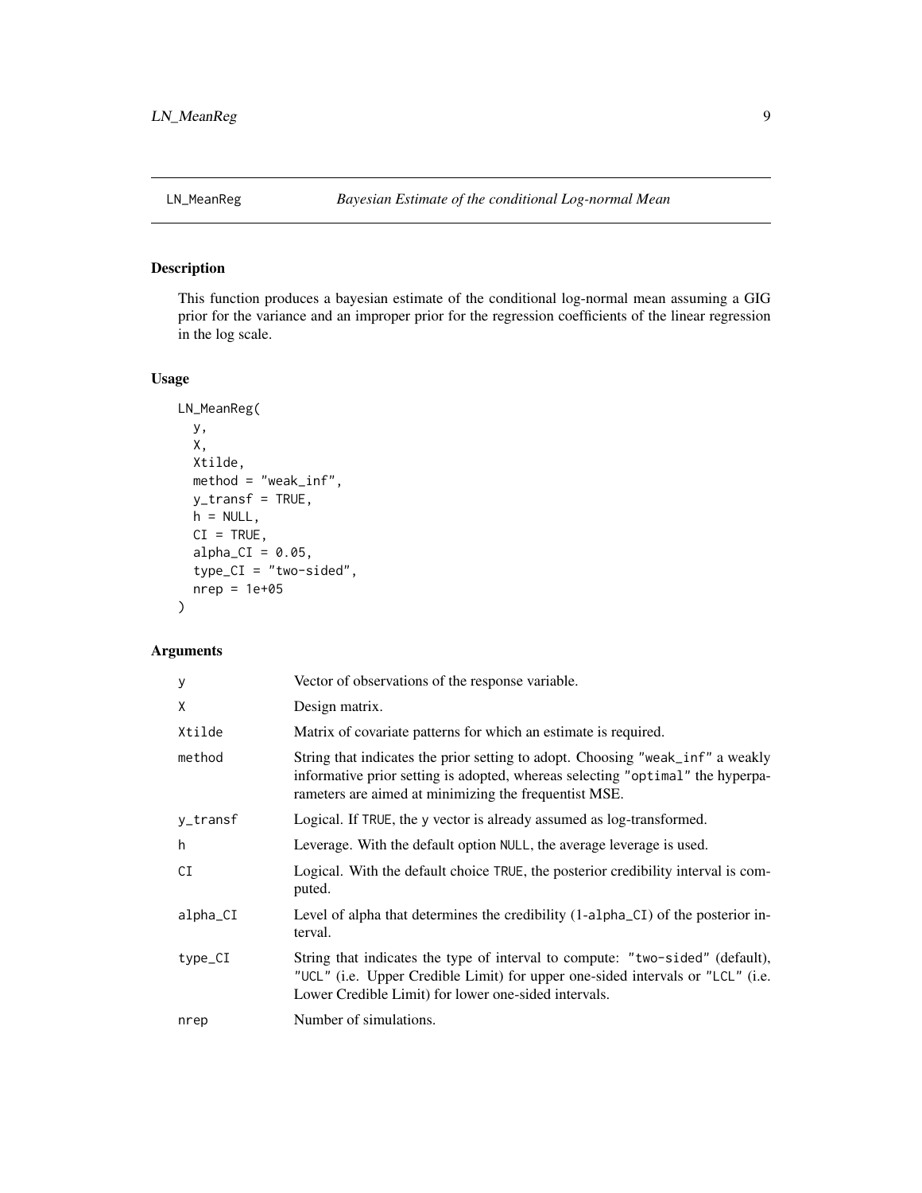# LN_MeanReg

*Bayesian Estimate of the conditional Log-normal Mean*

## Description

This function produces a bayesian estimate of the conditional log-normal mean assuming a GIG prior for the variance and an improper prior for the regression coefficients of the linear regression in the log scale.

## Usage

```
LN_MeanReg(
  y,
  X,
  Xtilde,
  method = "weak_inf",
  y_transf = TRUE,
  h = NULL,
  CI = TRUE,
  alpha_CI = 0.05,
  type_CI = "two-sided",
  nrep = 1e+05
)
```

## Arguments

| | |
|---|---|
| `y` | Vector of observations of the response variable. |
| `X` | Design matrix. |
| `Xtilde` | Matrix of covariate patterns for which an estimate is required. |
| `method` | String that indicates the prior setting to adopt. Choosing `"weak_inf"` a weakly informative prior setting is adopted, whereas selecting `"optimal"` the hyperparameters are aimed at minimizing the frequentist MSE. |
| `y_transf` | Logical. If `TRUE`, the `y` vector is already assumed as log-transformed. |
| `h` | Leverage. With the default option `NULL`, the average leverage is used. |
| `CI` | Logical. With the default choice `TRUE`, the posterior credibility interval is computed. |
| `alpha_CI` | Level of alpha that determines the credibility (1-`alpha_CI`) of the posterior interval. |
| `type_CI` | String that indicates the type of interval to compute: `"two-sided"` (default), `"UCL"` (i.e. Upper Credible Limit) for upper one-sided intervals or `"LCL"` (i.e. Lower Credible Limit) for lower one-sided intervals. |
| `nrep` | Number of simulations. |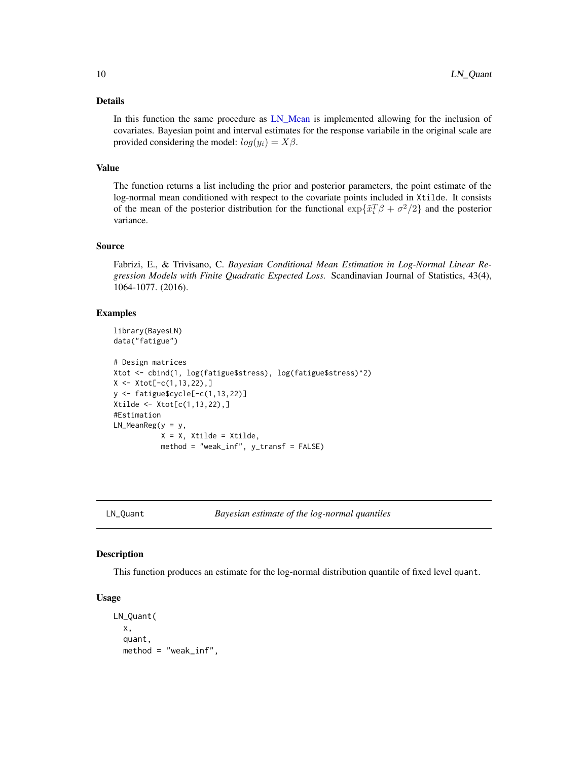### Details

In this function the same procedure as LN_Mean is implemented allowing for the inclusion of covariates. Bayesian point and interval estimates for the response variabile in the original scale are provided considering the model: $log(y_i) = X\beta$.

### Value

The function returns a list including the prior and posterior parameters, the point estimate of the log-normal mean conditioned with respect to the covariate points included in `Xtilde`. It consists of the mean of the posterior distribution for the functional $\exp\{\tilde{x}_i^T\beta + \sigma^2/2\}$ and the posterior variance.

### Source

Fabrizi, E., & Trivisano, C. *Bayesian Conditional Mean Estimation in Log-Normal Linear Regression Models with Finite Quadratic Expected Loss.* Scandinavian Journal of Statistics, 43(4), 1064-1077. (2016).

### Examples

```
library(BayesLN)
data("fatigue")

# Design matrices
Xtot <- cbind(1, log(fatigue$stress), log(fatigue$stress)^2)
X <- Xtot[-c(1,13,22),]
y <- fatigue$cycle[-c(1,13,22)]
Xtilde <- Xtot[c(1,13,22),]
#Estimation
LN_MeanReg(y = y,
           X = X, Xtilde = Xtilde,
           method = "weak_inf", y_transf = FALSE)
```

---

## LN_Quant — *Bayesian estimate of the log-normal quantiles*

### Description

This function produces an estimate for the log-normal distribution quantile of fixed level `quant`.

### Usage

```
LN_Quant(
  x,
  quant,
  method = "weak_inf",
```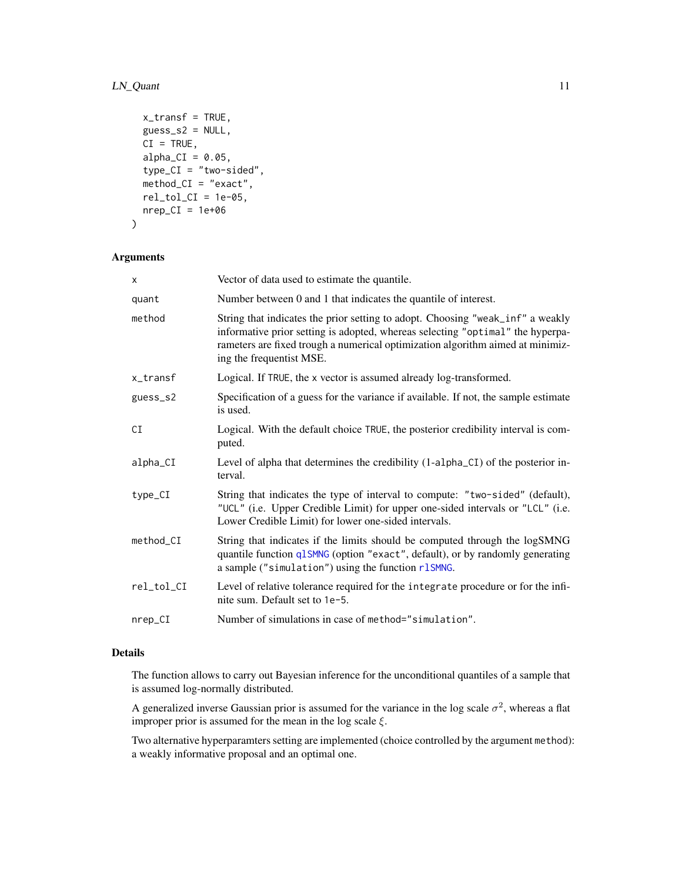```
  x_transf = TRUE,
  guess_s2 = NULL,
  CI = TRUE,
  alpha_CI = 0.05,
  type_CI = "two-sided",
  method_CI = "exact",
  rel_tol_CI = 1e-05,
  nrep_CI = 1e+06
)
```

## Arguments

| | |
|---|---|
| x | Vector of data used to estimate the quantile. |
| quant | Number between 0 and 1 that indicates the quantile of interest. |
| method | String that indicates the prior setting to adopt. Choosing "weak_inf" a weakly informative prior setting is adopted, whereas selecting "optimal" the hyperparameters are fixed trough a numerical optimization algorithm aimed at minimizing the frequentist MSE. |
| x_transf | Logical. If TRUE, the x vector is assumed already log-transformed. |
| guess_s2 | Specification of a guess for the variance if available. If not, the sample estimate is used. |
| CI | Logical. With the default choice TRUE, the posterior credibility interval is computed. |
| alpha_CI | Level of alpha that determines the credibility (1-alpha_CI) of the posterior interval. |
| type_CI | String that indicates the type of interval to compute: "two-sided" (default), "UCL" (i.e. Upper Credible Limit) for upper one-sided intervals or "LCL" (i.e. Lower Credible Limit) for lower one-sided intervals. |
| method_CI | String that indicates if the limits should be computed through the logSMNG quantile function qlSMNG (option "exact", default), or by randomly generating a sample ("simulation") using the function rlSMNG. |
| rel_tol_CI | Level of relative tolerance required for the integrate procedure or for the infinite sum. Default set to 1e-5. |
| nrep_CI | Number of simulations in case of method="simulation". |

## Details

The function allows to carry out Bayesian inference for the unconditional quantiles of a sample that is assumed log-normally distributed.

A generalized inverse Gaussian prior is assumed for the variance in the log scale $\sigma^2$, whereas a flat improper prior is assumed for the mean in the log scale $\xi$.

Two alternative hyperparamters setting are implemented (choice controlled by the argument method): a weakly informative proposal and an optimal one.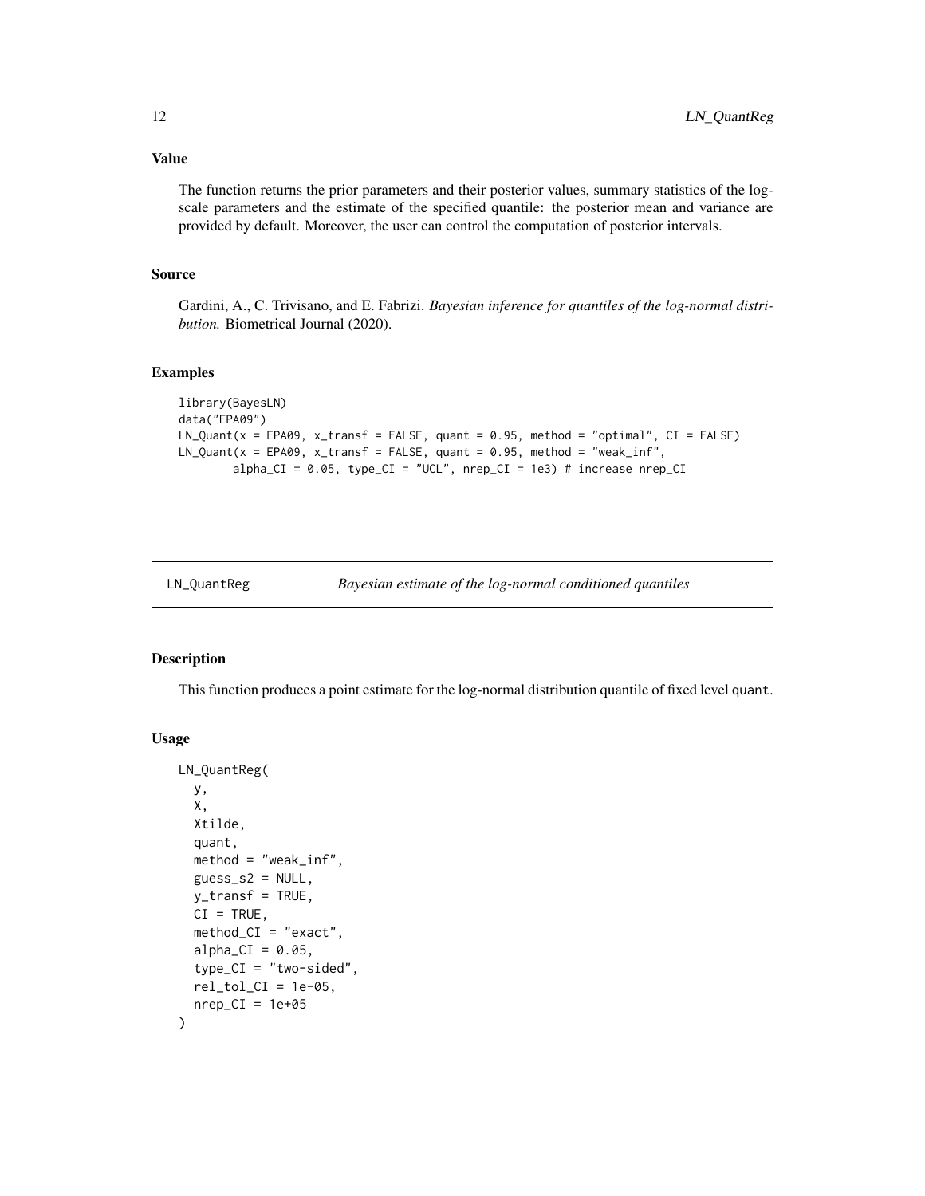## Value

The function returns the prior parameters and their posterior values, summary statistics of the log-scale parameters and the estimate of the specified quantile: the posterior mean and variance are provided by default. Moreover, the user can control the computation of posterior intervals.

## Source

Gardini, A., C. Trivisano, and E. Fabrizi. *Bayesian inference for quantiles of the log-normal distribution.* Biometrical Journal (2020).

## Examples

```
library(BayesLN)
data("EPA09")
LN_Quant(x = EPA09, x_transf = FALSE, quant = 0.95, method = "optimal", CI = FALSE)
LN_Quant(x = EPA09, x_transf = FALSE, quant = 0.95, method = "weak_inf",
        alpha_CI = 0.05, type_CI = "UCL", nrep_CI = 1e3) # increase nrep_CI
```

---

# LN_QuantReg — *Bayesian estimate of the log-normal conditioned quantiles*

## Description

This function produces a point estimate for the log-normal distribution quantile of fixed level quant.

## Usage

```
LN_QuantReg(
  y,
  X,
  Xtilde,
  quant,
  method = "weak_inf",
  guess_s2 = NULL,
  y_transf = TRUE,
  CI = TRUE,
  method_CI = "exact",
  alpha_CI = 0.05,
  type_CI = "two-sided",
  rel_tol_CI = 1e-05,
  nrep_CI = 1e+05
)
```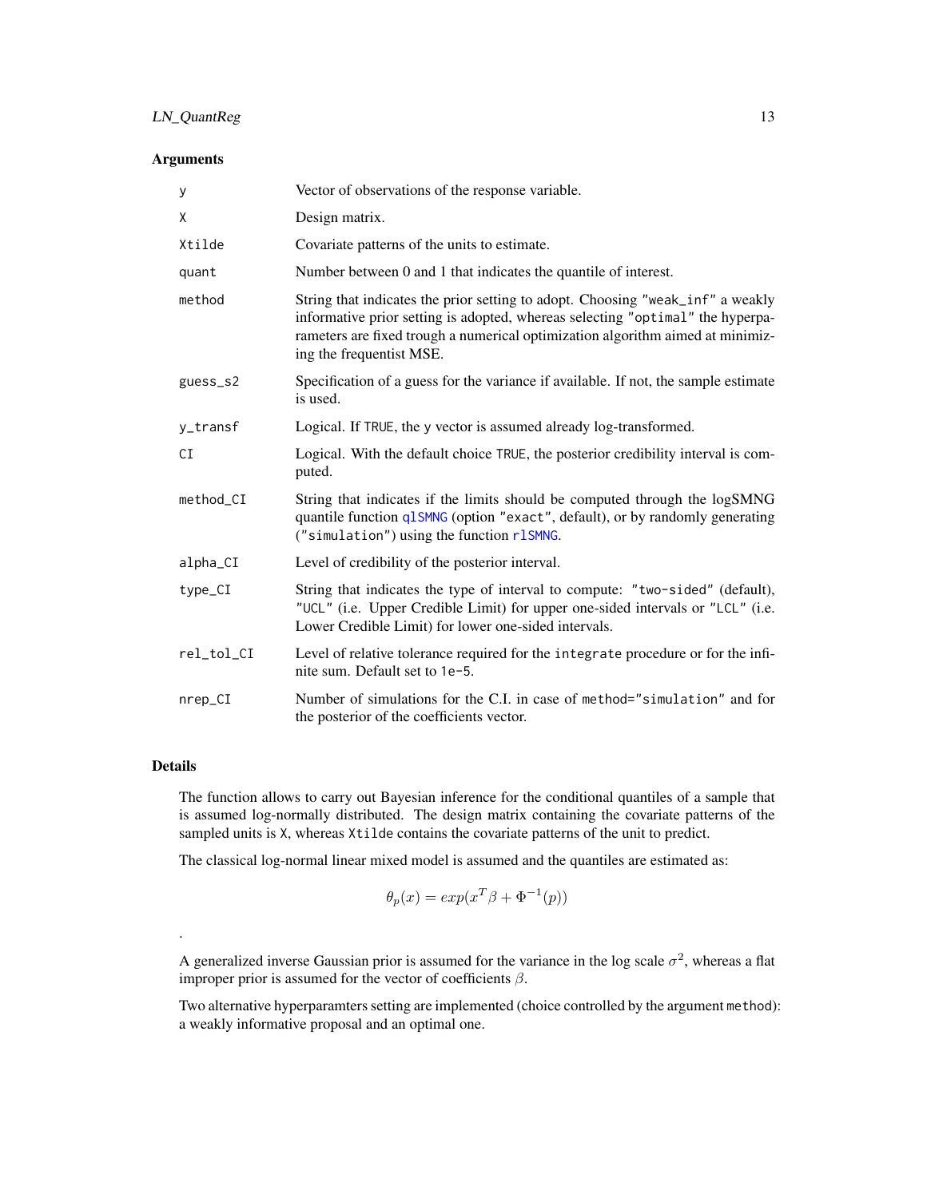## Arguments

| | |
|---|---|
| y | Vector of observations of the response variable. |
| X | Design matrix. |
| Xtilde | Covariate patterns of the units to estimate. |
| quant | Number between 0 and 1 that indicates the quantile of interest. |
| method | String that indicates the prior setting to adopt. Choosing "weak_inf" a weakly informative prior setting is adopted, whereas selecting "optimal" the hyperparameters are fixed trough a numerical optimization algorithm aimed at minimizing the frequentist MSE. |
| guess_s2 | Specification of a guess for the variance if available. If not, the sample estimate is used. |
| y_transf | Logical. If TRUE, the y vector is assumed already log-transformed. |
| CI | Logical. With the default choice TRUE, the posterior credibility interval is computed. |
| method_CI | String that indicates if the limits should be computed through the logSMNG quantile function qlSMNG (option "exact", default), or by randomly generating ("simulation") using the function rlSMNG. |
| alpha_CI | Level of credibility of the posterior interval. |
| type_CI | String that indicates the type of interval to compute: "two-sided" (default), "UCL" (i.e. Upper Credible Limit) for upper one-sided intervals or "LCL" (i.e. Lower Credible Limit) for lower one-sided intervals. |
| rel_tol_CI | Level of relative tolerance required for the integrate procedure or for the infinite sum. Default set to 1e-5. |
| nrep_CI | Number of simulations for the C.I. in case of method="simulation" and for the posterior of the coefficients vector. |

## Details

The function allows to carry out Bayesian inference for the conditional quantiles of a sample that is assumed log-normally distributed. The design matrix containing the covariate patterns of the sampled units is X, whereas Xtilde contains the covariate patterns of the unit to predict.

The classical log-normal linear mixed model is assumed and the quantiles are estimated as:

$$\theta_p(x) = exp(x^T\beta + \Phi^{-1}(p))$$

.

A generalized inverse Gaussian prior is assumed for the variance in the log scale $\sigma^2$, whereas a flat improper prior is assumed for the vector of coefficients $\beta$.

Two alternative hyperparamters setting are implemented (choice controlled by the argument method): a weakly informative proposal and an optimal one.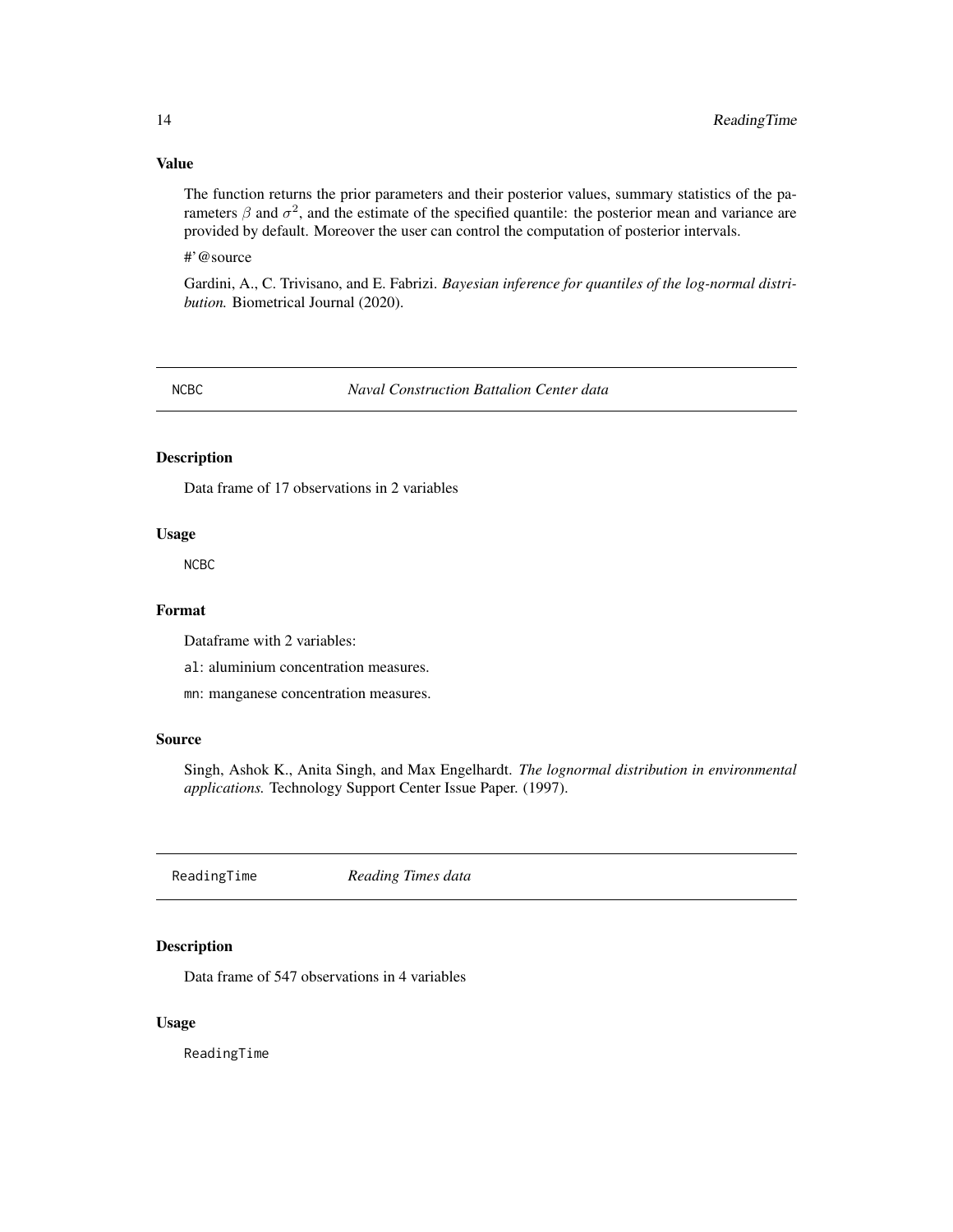### Value

The function returns the prior parameters and their posterior values, summary statistics of the parameters $\beta$ and $\sigma^2$, and the estimate of the specified quantile: the posterior mean and variance are provided by default. Moreover the user can control the computation of posterior intervals.

#'@source

Gardini, A., C. Trivisano, and E. Fabrizi. *Bayesian inference for quantiles of the log-normal distribution.* Biometrical Journal (2020).

---

## NCBC — *Naval Construction Battalion Center data*

### Description

Data frame of 17 observations in 2 variables

### Usage

```
NCBC
```

### Format

Dataframe with 2 variables:

al: aluminium concentration measures.

mn: manganese concentration measures.

### Source

Singh, Ashok K., Anita Singh, and Max Engelhardt. *The lognormal distribution in environmental applications.* Technology Support Center Issue Paper. (1997).

---

## ReadingTime — *Reading Times data*

### Description

Data frame of 547 observations in 4 variables

### Usage

```
ReadingTime
```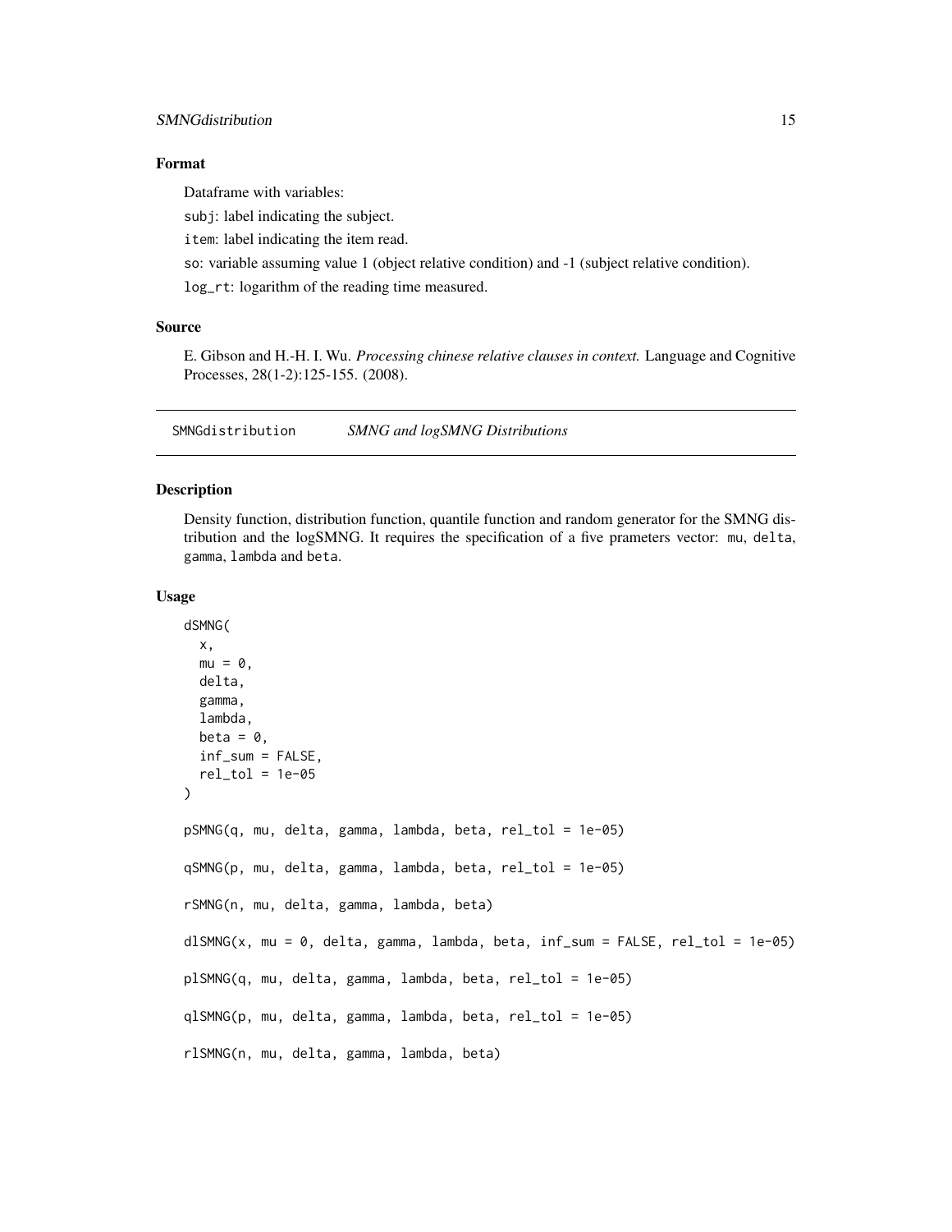### Format

Dataframe with variables:

subj: label indicating the subject.

item: label indicating the item read.

so: variable assuming value 1 (object relative condition) and -1 (subject relative condition).

log_rt: logarithm of the reading time measured.

### Source

E. Gibson and H.-H. I. Wu. *Processing chinese relative clauses in context.* Language and Cognitive Processes, 28(1-2):125-155. (2008).

---

## SMNGdistribution *SMNG and logSMNG Distributions*

### Description

Density function, distribution function, quantile function and random generator for the SMNG distribution and the logSMNG. It requires the specification of a five prameters vector: mu, delta, gamma, lambda and beta.

### Usage

```
dSMNG(
  x,
  mu = 0,
  delta,
  gamma,
  lambda,
  beta = 0,
  inf_sum = FALSE,
  rel_tol = 1e-05
)

pSMNG(q, mu, delta, gamma, lambda, beta, rel_tol = 1e-05)

qSMNG(p, mu, delta, gamma, lambda, beta, rel_tol = 1e-05)

rSMNG(n, mu, delta, gamma, lambda, beta)

dlSMNG(x, mu = 0, delta, gamma, lambda, beta, inf_sum = FALSE, rel_tol = 1e-05)

plSMNG(q, mu, delta, gamma, lambda, beta, rel_tol = 1e-05)

qlSMNG(p, mu, delta, gamma, lambda, beta, rel_tol = 1e-05)

rlSMNG(n, mu, delta, gamma, lambda, beta)
```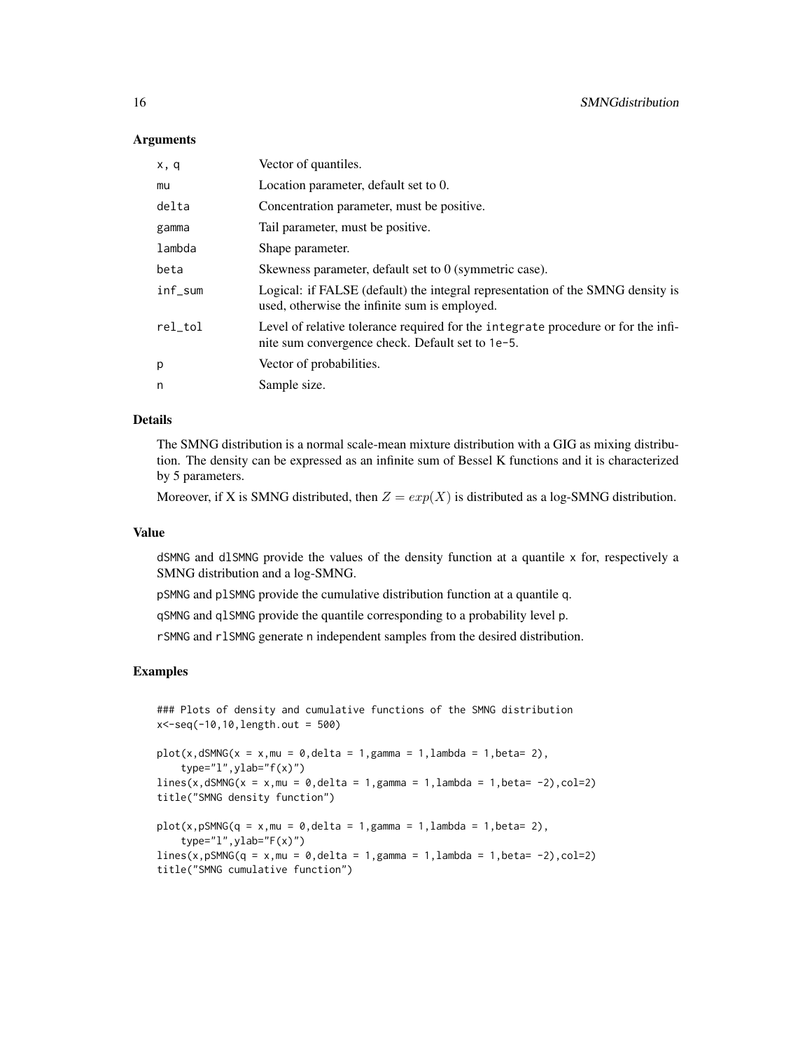### Arguments

| | |
|---|---|
| x, q | Vector of quantiles. |
| mu | Location parameter, default set to 0. |
| delta | Concentration parameter, must be positive. |
| gamma | Tail parameter, must be positive. |
| lambda | Shape parameter. |
| beta | Skewness parameter, default set to 0 (symmetric case). |
| inf_sum | Logical: if FALSE (default) the integral representation of the SMNG density is used, otherwise the infinite sum is employed. |
| rel_tol | Level of relative tolerance required for the integrate procedure or for the infinite sum convergence check. Default set to 1e-5. |
| p | Vector of probabilities. |
| n | Sample size. |

### Details

The SMNG distribution is a normal scale-mean mixture distribution with a GIG as mixing distribution. The density can be expressed as an infinite sum of Bessel K functions and it is characterized by 5 parameters.

Moreover, if X is SMNG distributed, then $Z = exp(X)$ is distributed as a log-SMNG distribution.

### Value

dSMNG and dlSMNG provide the values of the density function at a quantile x for, respectively a SMNG distribution and a log-SMNG.

pSMNG and plSMNG provide the cumulative distribution function at a quantile q.

qSMNG and qlSMNG provide the quantile corresponding to a probability level p.

rSMNG and rlSMNG generate n independent samples from the desired distribution.

### Examples

```
### Plots of density and cumulative functions of the SMNG distribution
x<-seq(-10,10,length.out = 500)

plot(x,dSMNG(x = x,mu = 0,delta = 1,gamma = 1,lambda = 1,beta= 2),
    type="l",ylab="f(x)")
lines(x,dSMNG(x = x,mu = 0,delta = 1,gamma = 1,lambda = 1,beta= -2),col=2)
title("SMNG density function")

plot(x,pSMNG(q = x,mu = 0,delta = 1,gamma = 1,lambda = 1,beta= 2),
    type="l",ylab="F(x)")
lines(x,pSMNG(q = x,mu = 0,delta = 1,gamma = 1,lambda = 1,beta= -2),col=2)
title("SMNG cumulative function")
```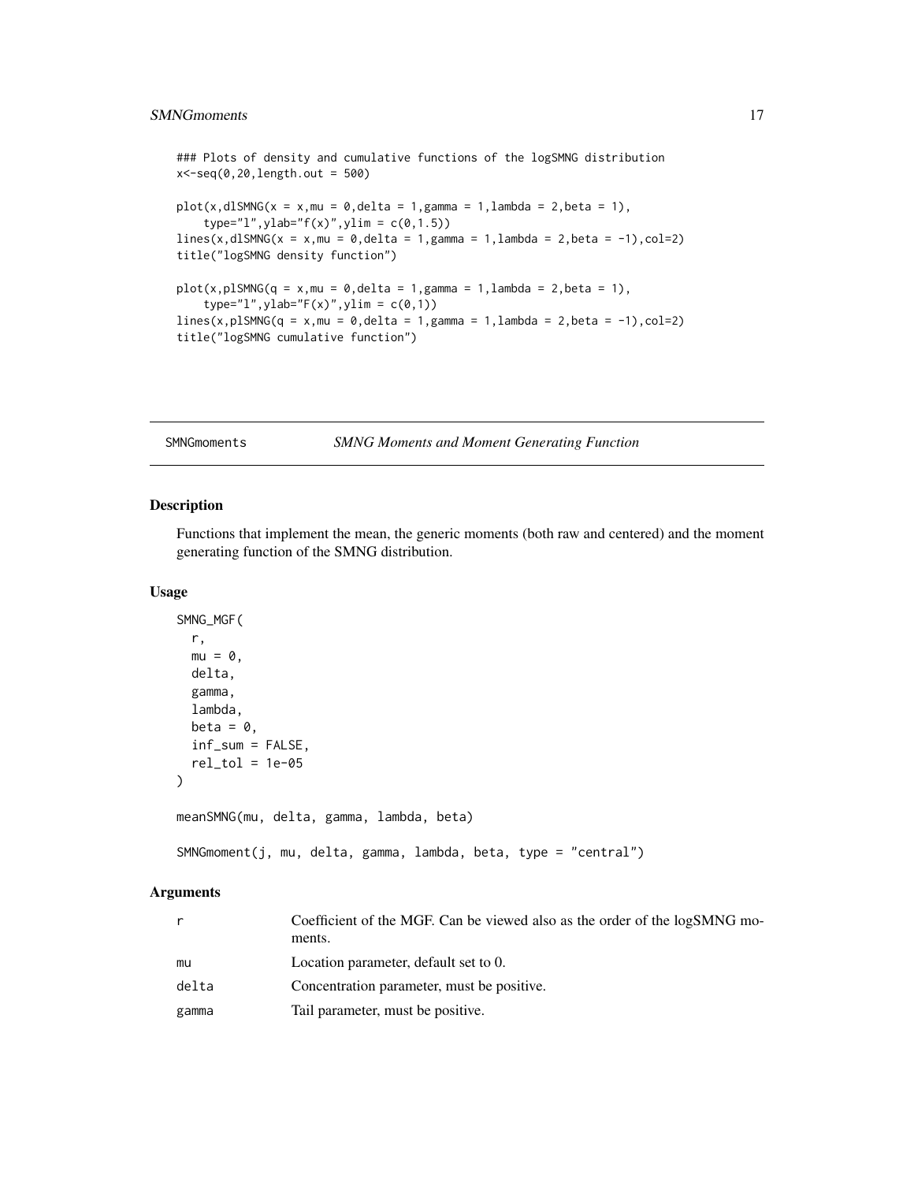```
### Plots of density and cumulative functions of the logSMNG distribution
x<-seq(0,20,length.out = 500)

plot(x,dlSMNG(x = x,mu = 0,delta = 1,gamma = 1,lambda = 2,beta = 1),
    type="l",ylab="f(x)",ylim = c(0,1.5))
lines(x,dlSMNG(x = x,mu = 0,delta = 1,gamma = 1,lambda = 2,beta = -1),col=2)
title("logSMNG density function")

plot(x,plSMNG(q = x,mu = 0,delta = 1,gamma = 1,lambda = 2,beta = 1),
    type="l",ylab="F(x)",ylim = c(0,1))
lines(x,plSMNG(q = x,mu = 0,delta = 1,gamma = 1,lambda = 2,beta = -1),col=2)
title("logSMNG cumulative function")
```

## SMNGmoments — *SMNG Moments and Moment Generating Function*

### Description

Functions that implement the mean, the generic moments (both raw and centered) and the moment generating function of the SMNG distribution.

### Usage

```
SMNG_MGF(
  r,
  mu = 0,
  delta,
  gamma,
  lambda,
  beta = 0,
  inf_sum = FALSE,
  rel_tol = 1e-05
)

meanSMNG(mu, delta, gamma, lambda, beta)

SMNGmoment(j, mu, delta, gamma, lambda, beta, type = "central")
```

### Arguments

| | |
|---|---|
| r | Coefficient of the MGF. Can be viewed also as the order of the logSMNG moments. |
| mu | Location parameter, default set to 0. |
| delta | Concentration parameter, must be positive. |
| gamma | Tail parameter, must be positive. |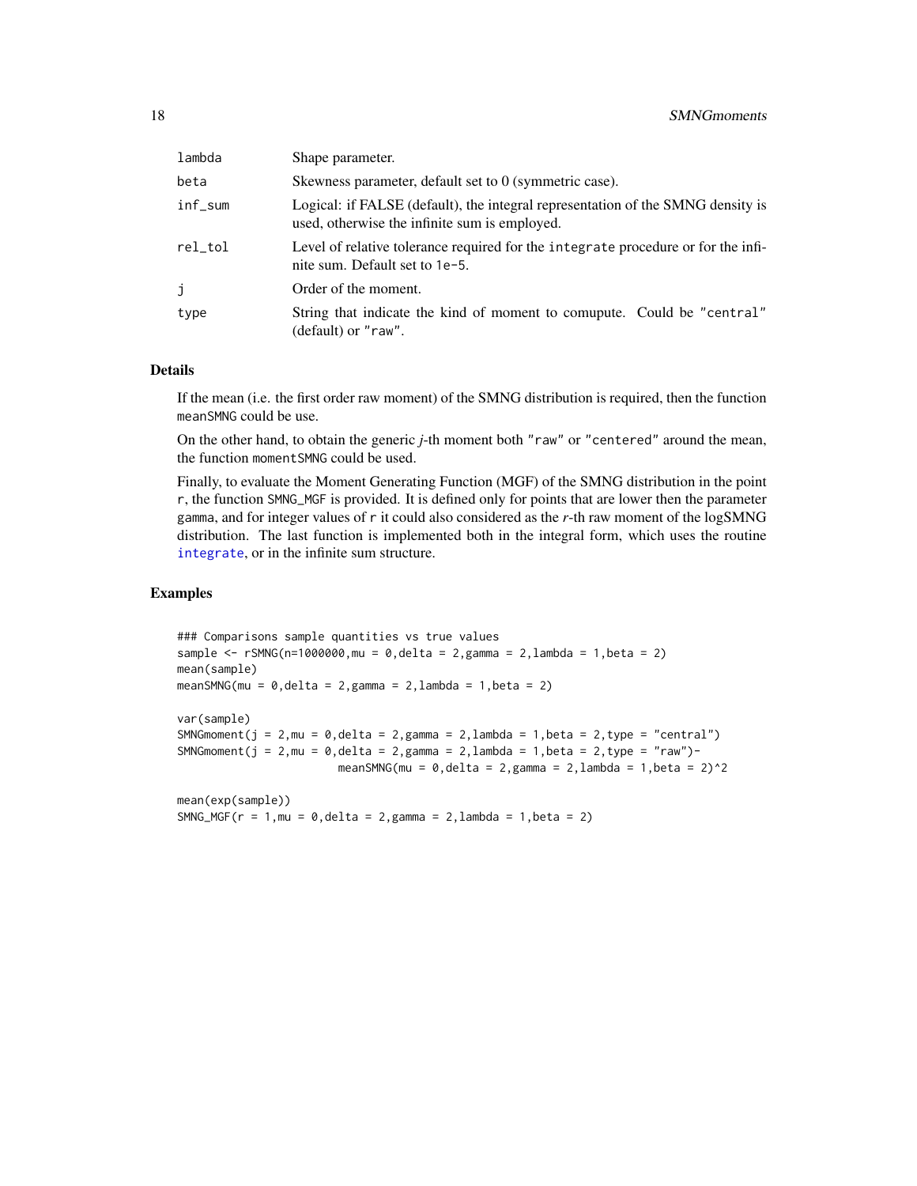| | |
|---|---|
| lambda | Shape parameter. |
| beta | Skewness parameter, default set to 0 (symmetric case). |
| inf_sum | Logical: if FALSE (default), the integral representation of the SMNG density is used, otherwise the infinite sum is employed. |
| rel_tol | Level of relative tolerance required for the integrate procedure or for the infinite sum. Default set to 1e-5. |
| j | Order of the moment. |
| type | String that indicate the kind of moment to comupute. Could be "central" (default) or "raw". |

## Details

If the mean (i.e. the first order raw moment) of the SMNG distribution is required, then the function meanSMNG could be use.

On the other hand, to obtain the generic *j*-th moment both "raw" or "centered" around the mean, the function momentSMNG could be used.

Finally, to evaluate the Moment Generating Function (MGF) of the SMNG distribution in the point r, the function SMNG_MGF is provided. It is defined only for points that are lower then the parameter gamma, and for integer values of r it could also considered as the *r*-th raw moment of the logSMNG distribution. The last function is implemented both in the integral form, which uses the routine integrate, or in the infinite sum structure.

## Examples

```
### Comparisons sample quantities vs true values
sample <- rSMNG(n=1000000,mu = 0,delta = 2,gamma = 2,lambda = 1,beta = 2)
mean(sample)
meanSMNG(mu = 0,delta = 2,gamma = 2,lambda = 1,beta = 2)

var(sample)
SMNGmoment(j = 2,mu = 0,delta = 2,gamma = 2,lambda = 1,beta = 2,type = "central")
SMNGmoment(j = 2,mu = 0,delta = 2,gamma = 2,lambda = 1,beta = 2,type = "raw")-
                        meanSMNG(mu = 0,delta = 2,gamma = 2,lambda = 1,beta = 2)^2

mean(exp(sample))
SMNG_MGF(r = 1,mu = 0,delta = 2,gamma = 2,lambda = 1,beta = 2)
```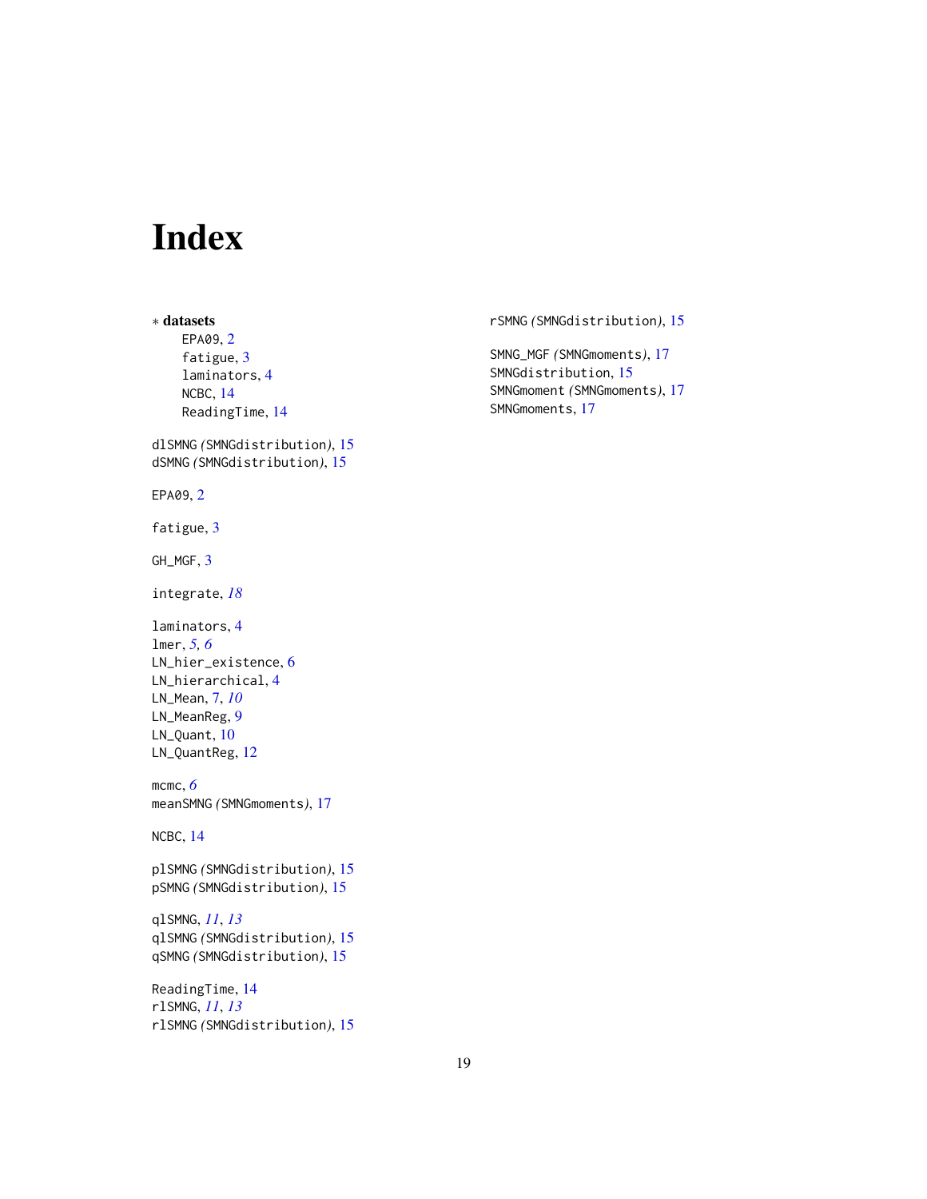# Index

∗ **datasets**
- EPA09, 2
- fatigue, 3
- laminators, 4
- NCBC, 14
- ReadingTime, 14

dlSMNG *(*SMNGdistribution*)*, 15
dSMNG *(*SMNGdistribution*)*, 15

EPA09, 2

fatigue, 3

GH_MGF, 3

integrate, *18*

laminators, 4
lmer, *5*, *6*
LN_hier_existence, 6
LN_hierarchical, 4
LN_Mean, 7, *10*
LN_MeanReg, 9
LN_Quant, 10
LN_QuantReg, 12

mcmc, *6*
meanSMNG *(*SMNGmoments*)*, 17

NCBC, 14

plSMNG *(*SMNGdistribution*)*, 15
pSMNG *(*SMNGdistribution*)*, 15

qlSMNG, *11*, *13*
qlSMNG *(*SMNGdistribution*)*, 15
qSMNG *(*SMNGdistribution*)*, 15

ReadingTime, 14
rlSMNG, *11*, *13*
rlSMNG *(*SMNGdistribution*)*, 15
rSMNG *(*SMNGdistribution*)*, 15

SMNG_MGF *(*SMNGmoments*)*, 17
SMNGdistribution, 15
SMNGmoment *(*SMNGmoments*)*, 17
SMNGmoments, 17